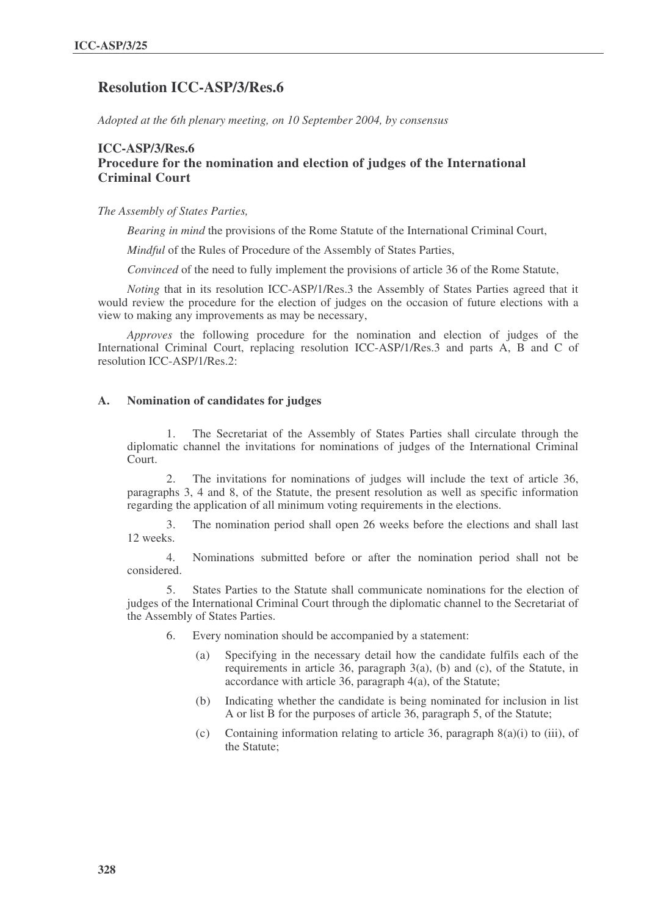# Resolution ICC-ASP/3/Res.6

*Adopted at the 6th plenary meeting, on 10 September 2004, by consensus*

## ICC-ASP/3/Res.6
## Procedure for the nomination and election of judges of the International Criminal Court

*The Assembly of States Parties,*

*Bearing in mind* the provisions of the Rome Statute of the International Criminal Court,

*Mindful* of the Rules of Procedure of the Assembly of States Parties,

*Convinced* of the need to fully implement the provisions of article 36 of the Rome Statute,

*Noting* that in its resolution ICC-ASP/1/Res.3 the Assembly of States Parties agreed that it would review the procedure for the election of judges on the occasion of future elections with a view to making any improvements as may be necessary,

*Approves* the following procedure for the nomination and election of judges of the International Criminal Court, replacing resolution ICC-ASP/1/Res.3 and parts A, B and C of resolution ICC-ASP/1/Res.2:

### A. Nomination of candidates for judges

1. The Secretariat of the Assembly of States Parties shall circulate through the diplomatic channel the invitations for nominations of judges of the International Criminal Court.

2. The invitations for nominations of judges will include the text of article 36, paragraphs 3, 4 and 8, of the Statute, the present resolution as well as specific information regarding the application of all minimum voting requirements in the elections.

3. The nomination period shall open 26 weeks before the elections and shall last 12 weeks.

4. Nominations submitted before or after the nomination period shall not be considered.

5. States Parties to the Statute shall communicate nominations for the election of judges of the International Criminal Court through the diplomatic channel to the Secretariat of the Assembly of States Parties.

6. Every nomination should be accompanied by a statement:

   (a) Specifying in the necessary detail how the candidate fulfils each of the requirements in article 36, paragraph 3(a), (b) and (c), of the Statute, in accordance with article 36, paragraph 4(a), of the Statute;

   (b) Indicating whether the candidate is being nominated for inclusion in list A or list B for the purposes of article 36, paragraph 5, of the Statute;

   (c) Containing information relating to article 36, paragraph 8(a)(i) to (iii), of the Statute;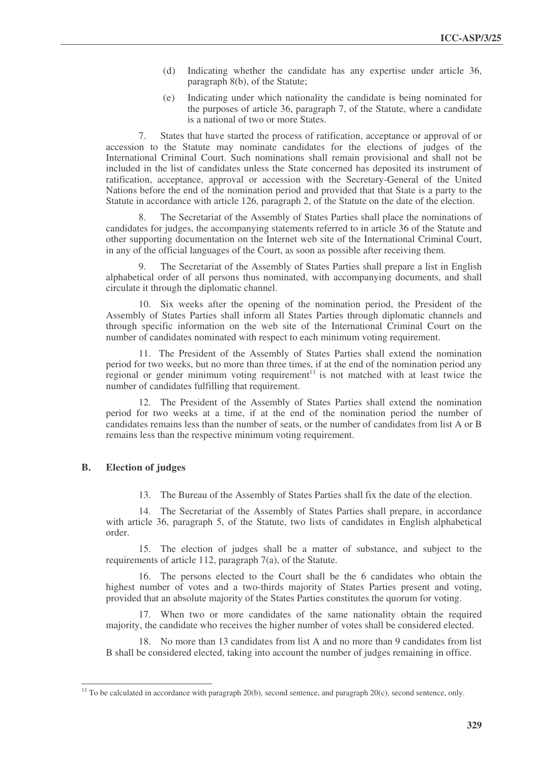(d) Indicating whether the candidate has any expertise under article 36, paragraph 8(b), of the Statute;

(e) Indicating under which nationality the candidate is being nominated for the purposes of article 36, paragraph 7, of the Statute, where a candidate is a national of two or more States.

7. States that have started the process of ratification, acceptance or approval of or accession to the Statute may nominate candidates for the elections of judges of the International Criminal Court. Such nominations shall remain provisional and shall not be included in the list of candidates unless the State concerned has deposited its instrument of ratification, acceptance, approval or accession with the Secretary-General of the United Nations before the end of the nomination period and provided that that State is a party to the Statute in accordance with article 126, paragraph 2, of the Statute on the date of the election.

8. The Secretariat of the Assembly of States Parties shall place the nominations of candidates for judges, the accompanying statements referred to in article 36 of the Statute and other supporting documentation on the Internet web site of the International Criminal Court, in any of the official languages of the Court, as soon as possible after receiving them.

9. The Secretariat of the Assembly of States Parties shall prepare a list in English alphabetical order of all persons thus nominated, with accompanying documents, and shall circulate it through the diplomatic channel.

10. Six weeks after the opening of the nomination period, the President of the Assembly of States Parties shall inform all States Parties through diplomatic channels and through specific information on the web site of the International Criminal Court on the number of candidates nominated with respect to each minimum voting requirement.

11. The President of the Assembly of States Parties shall extend the nomination period for two weeks, but no more than three times, if at the end of the nomination period any regional or gender minimum voting requirement[13] is not matched with at least twice the number of candidates fulfilling that requirement.

12. The President of the Assembly of States Parties shall extend the nomination period for two weeks at a time, if at the end of the nomination period the number of candidates remains less than the number of seats, or the number of candidates from list A or B remains less than the respective minimum voting requirement.

## B. Election of judges

13. The Bureau of the Assembly of States Parties shall fix the date of the election.

14. The Secretariat of the Assembly of States Parties shall prepare, in accordance with article 36, paragraph 5, of the Statute, two lists of candidates in English alphabetical order.

15. The election of judges shall be a matter of substance, and subject to the requirements of article 112, paragraph 7(a), of the Statute.

16. The persons elected to the Court shall be the 6 candidates who obtain the highest number of votes and a two-thirds majority of States Parties present and voting, provided that an absolute majority of the States Parties constitutes the quorum for voting.

17. When two or more candidates of the same nationality obtain the required majority, the candidate who receives the higher number of votes shall be considered elected.

18. No more than 13 candidates from list A and no more than 9 candidates from list B shall be considered elected, taking into account the number of judges remaining in office.

---

[13] To be calculated in accordance with paragraph 20(b), second sentence, and paragraph 20(c), second sentence, only.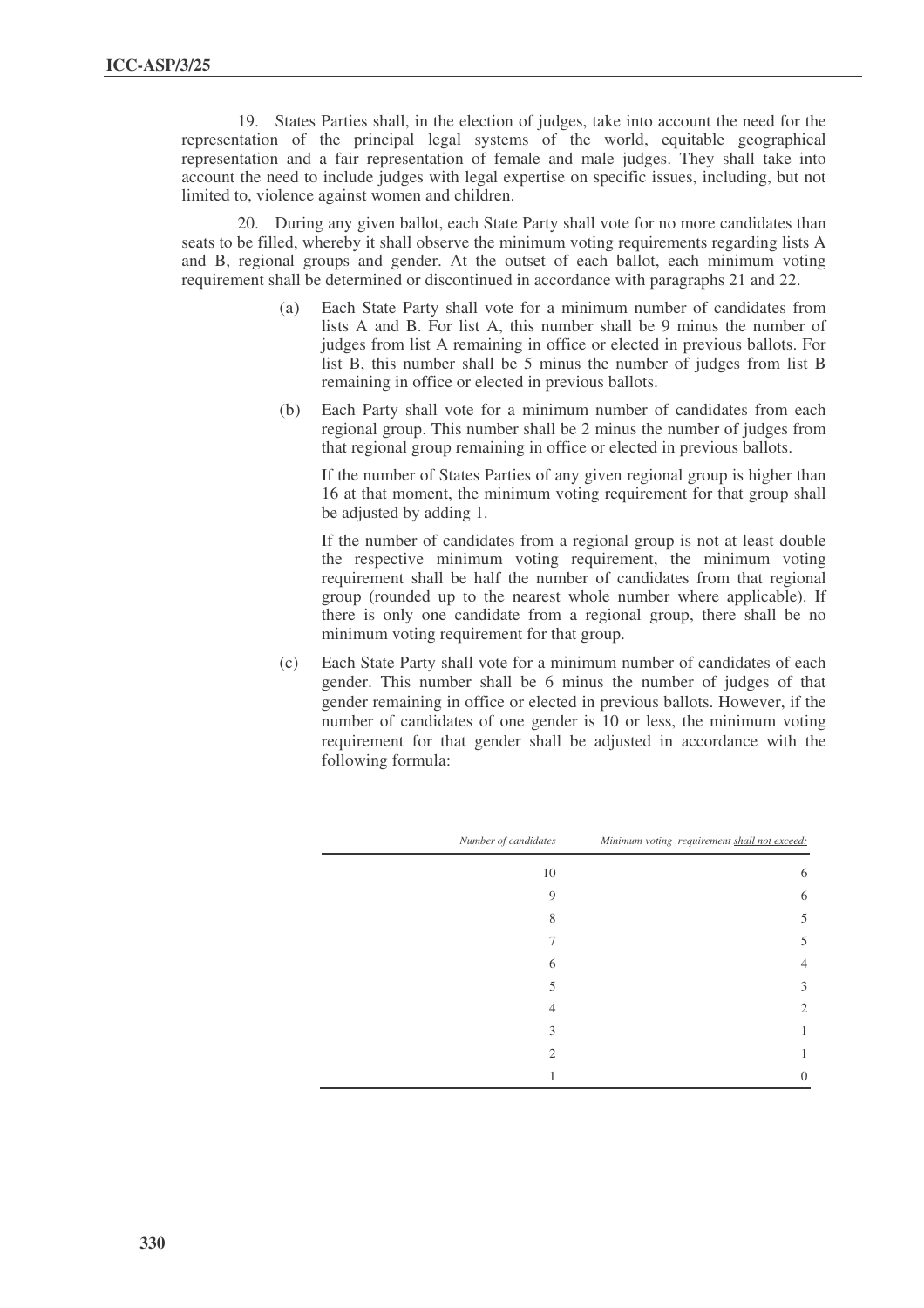19. States Parties shall, in the election of judges, take into account the need for the representation of the principal legal systems of the world, equitable geographical representation and a fair representation of female and male judges. They shall take into account the need to include judges with legal expertise on specific issues, including, but not limited to, violence against women and children.

20. During any given ballot, each State Party shall vote for no more candidates than seats to be filled, whereby it shall observe the minimum voting requirements regarding lists A and B, regional groups and gender. At the outset of each ballot, each minimum voting requirement shall be determined or discontinued in accordance with paragraphs 21 and 22.

(a) Each State Party shall vote for a minimum number of candidates from lists A and B. For list A, this number shall be 9 minus the number of judges from list A remaining in office or elected in previous ballots. For list B, this number shall be 5 minus the number of judges from list B remaining in office or elected in previous ballots.

(b) Each Party shall vote for a minimum number of candidates from each regional group. This number shall be 2 minus the number of judges from that regional group remaining in office or elected in previous ballots.

If the number of States Parties of any given regional group is higher than 16 at that moment, the minimum voting requirement for that group shall be adjusted by adding 1.

If the number of candidates from a regional group is not at least double the respective minimum voting requirement, the minimum voting requirement shall be half the number of candidates from that regional group (rounded up to the nearest whole number where applicable). If there is only one candidate from a regional group, there shall be no minimum voting requirement for that group.

(c) Each State Party shall vote for a minimum number of candidates of each gender. This number shall be 6 minus the number of judges of that gender remaining in office or elected in previous ballots. However, if the number of candidates of one gender is 10 or less, the minimum voting requirement for that gender shall be adjusted in accordance with the following formula:

| *Number of candidates* | *Minimum voting requirement shall not exceed:* |
|---|---|
| 10 | 6 |
| 9 | 6 |
| 8 | 5 |
| 7 | 5 |
| 6 | 4 |
| 5 | 3 |
| 4 | 2 |
| 3 | 1 |
| 2 | 1 |
| 1 | 0 |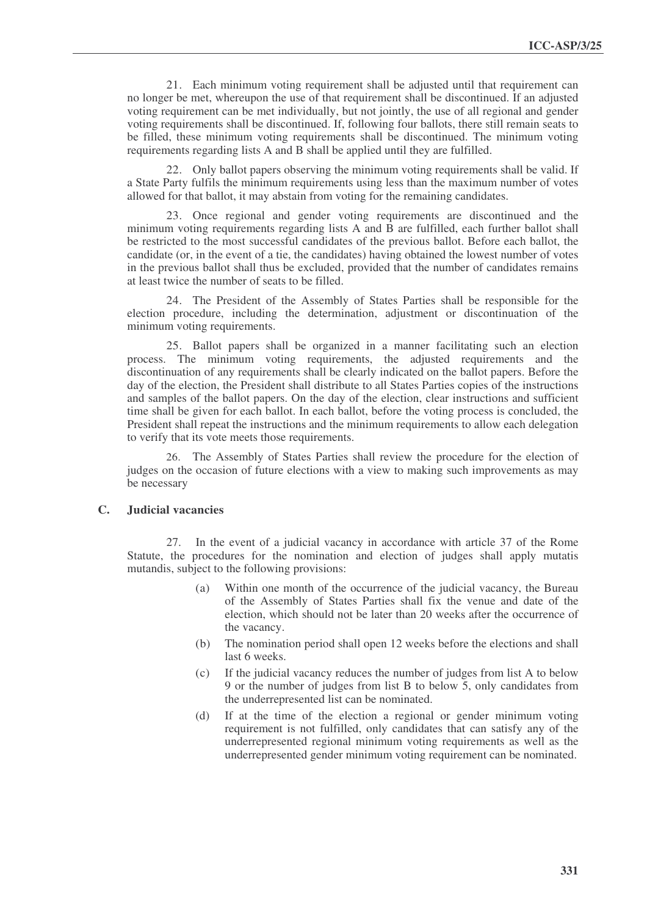21. Each minimum voting requirement shall be adjusted until that requirement can no longer be met, whereupon the use of that requirement shall be discontinued. If an adjusted voting requirement can be met individually, but not jointly, the use of all regional and gender voting requirements shall be discontinued. If, following four ballots, there still remain seats to be filled, these minimum voting requirements shall be discontinued. The minimum voting requirements regarding lists A and B shall be applied until they are fulfilled.

22. Only ballot papers observing the minimum voting requirements shall be valid. If a State Party fulfils the minimum requirements using less than the maximum number of votes allowed for that ballot, it may abstain from voting for the remaining candidates.

23. Once regional and gender voting requirements are discontinued and the minimum voting requirements regarding lists A and B are fulfilled, each further ballot shall be restricted to the most successful candidates of the previous ballot. Before each ballot, the candidate (or, in the event of a tie, the candidates) having obtained the lowest number of votes in the previous ballot shall thus be excluded, provided that the number of candidates remains at least twice the number of seats to be filled.

24. The President of the Assembly of States Parties shall be responsible for the election procedure, including the determination, adjustment or discontinuation of the minimum voting requirements.

25. Ballot papers shall be organized in a manner facilitating such an election process. The minimum voting requirements, the adjusted requirements and the discontinuation of any requirements shall be clearly indicated on the ballot papers. Before the day of the election, the President shall distribute to all States Parties copies of the instructions and samples of the ballot papers. On the day of the election, clear instructions and sufficient time shall be given for each ballot. In each ballot, before the voting process is concluded, the President shall repeat the instructions and the minimum requirements to allow each delegation to verify that its vote meets those requirements.

26. The Assembly of States Parties shall review the procedure for the election of judges on the occasion of future elections with a view to making such improvements as may be necessary

## C. Judicial vacancies

27. In the event of a judicial vacancy in accordance with article 37 of the Rome Statute, the procedures for the nomination and election of judges shall apply mutatis mutandis, subject to the following provisions:

(a) Within one month of the occurrence of the judicial vacancy, the Bureau of the Assembly of States Parties shall fix the venue and date of the election, which should not be later than 20 weeks after the occurrence of the vacancy.

(b) The nomination period shall open 12 weeks before the elections and shall last 6 weeks.

(c) If the judicial vacancy reduces the number of judges from list A to below 9 or the number of judges from list B to below 5, only candidates from the underrepresented list can be nominated.

(d) If at the time of the election a regional or gender minimum voting requirement is not fulfilled, only candidates that can satisfy any of the underrepresented regional minimum voting requirements as well as the underrepresented gender minimum voting requirement can be nominated.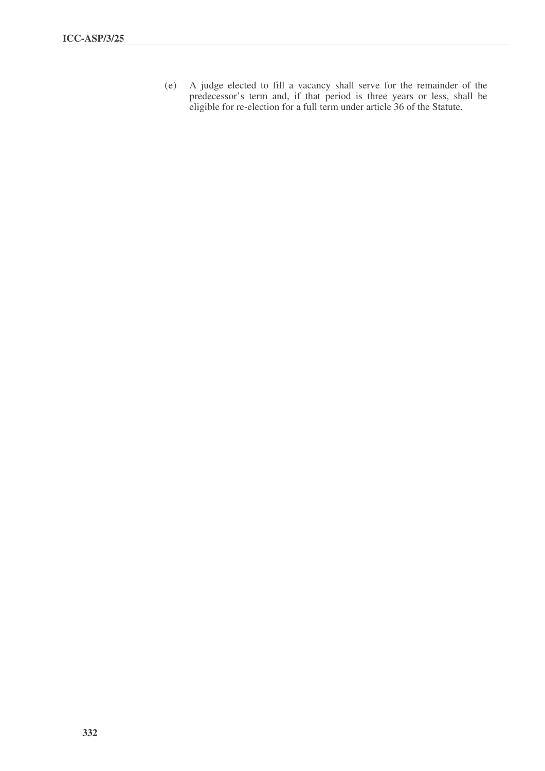(e) A judge elected to fill a vacancy shall serve for the remainder of the predecessor's term and, if that period is three years or less, shall be eligible for re-election for a full term under article 36 of the Statute.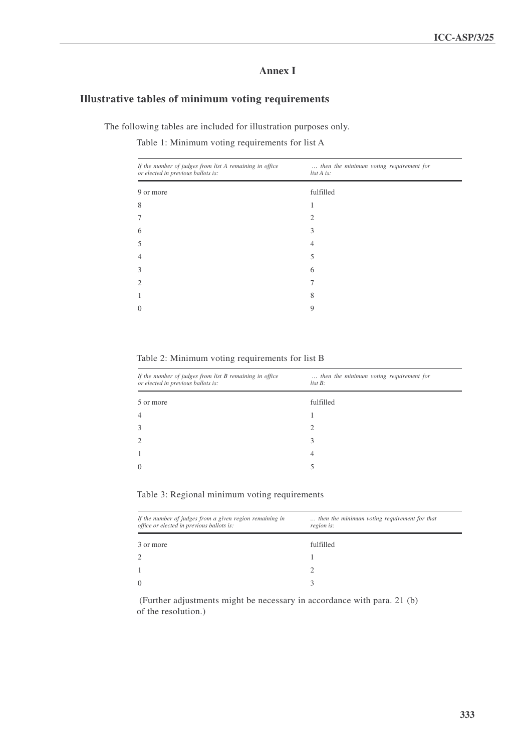# Annex I

## Illustrative tables of minimum voting requirements

The following tables are included for illustration purposes only.

Table 1: Minimum voting requirements for list A

| *If the number of judges from list A remaining in office or elected in previous ballots is:* | *… then the minimum voting requirement for list A is:* |
|---|---|
| 9 or more | fulfilled |
| 8 | 1 |
| 7 | 2 |
| 6 | 3 |
| 5 | 4 |
| 4 | 5 |
| 3 | 6 |
| 2 | 7 |
| 1 | 8 |
| 0 | 9 |

Table 2: Minimum voting requirements for list B

| *If the number of judges from list B remaining in office or elected in previous ballots is:* | *… then the minimum voting requirement for list B:* |
|---|---|
| 5 or more | fulfilled |
| 4 | 1 |
| 3 | 2 |
| 2 | 3 |
| 1 | 4 |
| 0 | 5 |

Table 3: Regional minimum voting requirements

| *If the number of judges from a given region remaining in office or elected in previous ballots is:* | *… then the minimum voting requirement for that region is:* |
|---|---|
| 3 or more | fulfilled |
| 2 | 1 |
| 1 | 2 |
| 0 | 3 |

(Further adjustments might be necessary in accordance with para. 21 (b) of the resolution.)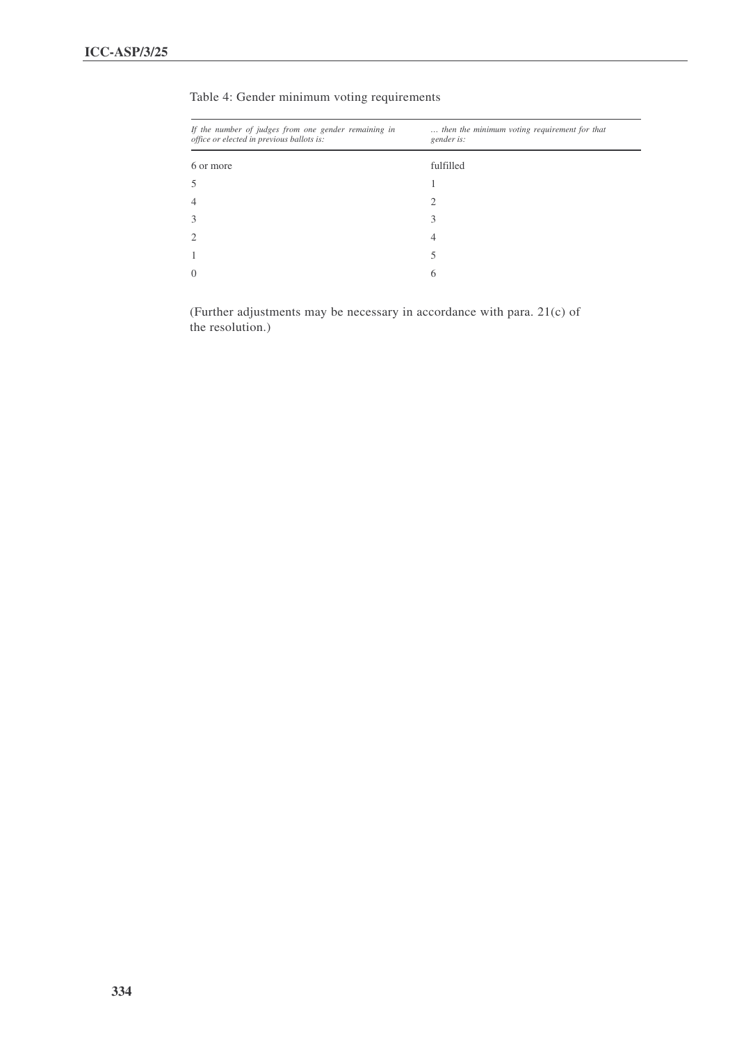Table 4: Gender minimum voting requirements

| *If the number of judges from one gender remaining in office or elected in previous ballots is:* | *… then the minimum voting requirement for that gender is:* |
|---|---|
| 6 or more | fulfilled |
| 5 | 1 |
| 4 | 2 |
| 3 | 3 |
| 2 | 4 |
| 1 | 5 |
| 0 | 6 |

(Further adjustments may be necessary in accordance with para. 21(c) of the resolution.)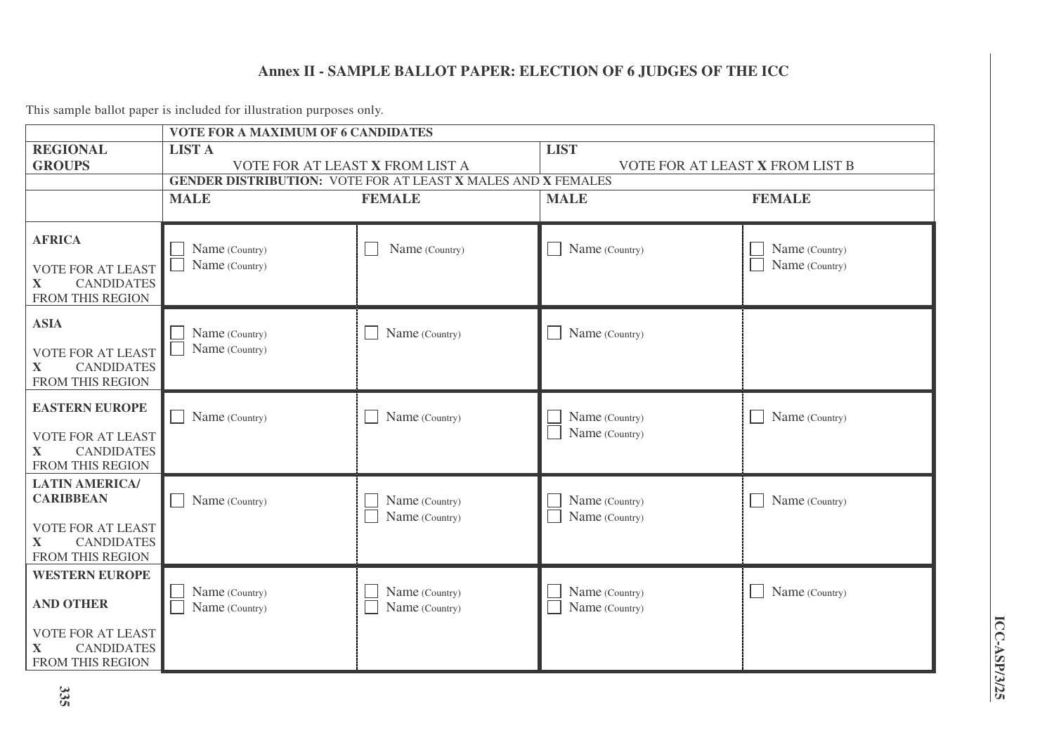### Annex II - SAMPLE BALLOT PAPER: ELECTION OF 6 JUDGES OF THE ICC

This sample ballot paper is included for illustration purposes only.

| | **VOTE FOR A MAXIMUM OF 6 CANDIDATES** | | | |
|---|---|---|---|---|
| **REGIONAL GROUPS** | **LIST A** VOTE FOR AT LEAST **X** FROM LIST A | | **LIST** VOTE FOR AT LEAST **X** FROM LIST B | |
| | **GENDER DISTRIBUTION:** VOTE FOR AT LEAST **X** MALES AND **X** FEMALES | | | |
| | **MALE** | **FEMALE** | **MALE** | **FEMALE** |
| **AFRICA** VOTE FOR AT LEAST **X** CANDIDATES FROM THIS REGION | ☐ Name (Country) ☐ Name (Country) | ☐ Name (Country) | ☐ Name (Country) | ☐ Name (Country) ☐ Name (Country) |
| **ASIA** VOTE FOR AT LEAST **X** CANDIDATES FROM THIS REGION | ☐ Name (Country) ☐ Name (Country) | ☐ Name (Country) | ☐ Name (Country) | |
| **EASTERN EUROPE** VOTE FOR AT LEAST **X** CANDIDATES FROM THIS REGION | ☐ Name (Country) | ☐ Name (Country) | ☐ Name (Country) ☐ Name (Country) | ☐ Name (Country) |
| **LATIN AMERICA/ CARIBBEAN** VOTE FOR AT LEAST **X** CANDIDATES FROM THIS REGION | ☐ Name (Country) | ☐ Name (Country) ☐ Name (Country) | ☐ Name (Country) ☐ Name (Country) | ☐ Name (Country) |
| **WESTERN EUROPE AND OTHER** VOTE FOR AT LEAST **X** CANDIDATES FROM THIS REGION | ☐ Name (Country) ☐ Name (Country) | ☐ Name (Country) ☐ Name (Country) | ☐ Name (Country) ☐ Name (Country) | ☐ Name (Country) |